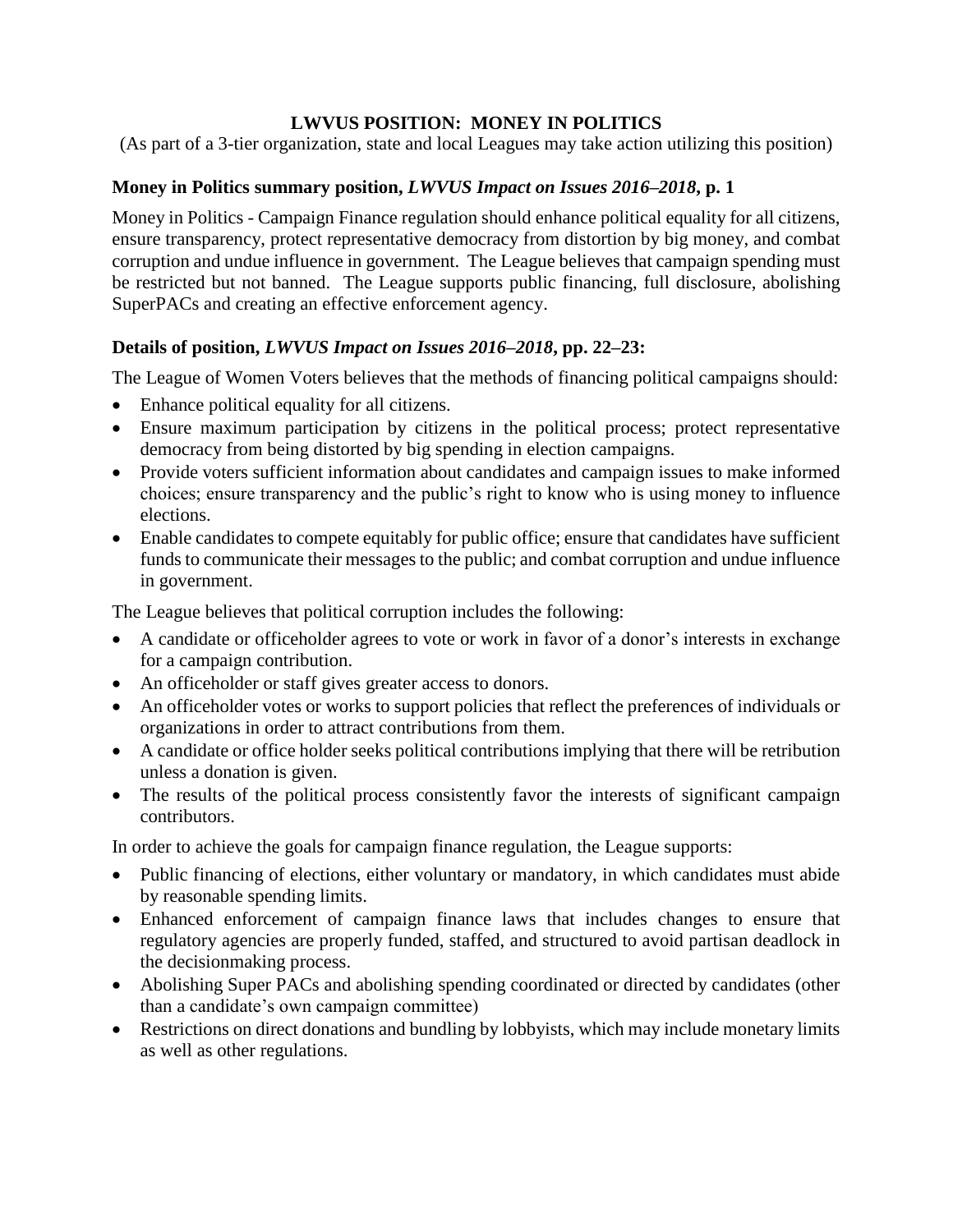# LWVUS POSITION: MONEY IN POLITICS

(As part of a 3-tier organization, state and local Leagues may take action utilizing this position)

### Money in Politics summary position, *LWVUS Impact on Issues 2016–2018*, p. 1

Money in Politics - Campaign Finance regulation should enhance political equality for all citizens, ensure transparency, protect representative democracy from distortion by big money, and combat corruption and undue influence in government. The League believes that campaign spending must be restricted but not banned. The League supports public financing, full disclosure, abolishing SuperPACs and creating an effective enforcement agency.

### Details of position, *LWVUS Impact on Issues 2016–2018*, pp. 22–23:

The League of Women Voters believes that the methods of financing political campaigns should:

- Enhance political equality for all citizens.
- Ensure maximum participation by citizens in the political process; protect representative democracy from being distorted by big spending in election campaigns.
- Provide voters sufficient information about candidates and campaign issues to make informed choices; ensure transparency and the public's right to know who is using money to influence elections.
- Enable candidates to compete equitably for public office; ensure that candidates have sufficient funds to communicate their messages to the public; and combat corruption and undue influence in government.

The League believes that political corruption includes the following:

- A candidate or officeholder agrees to vote or work in favor of a donor's interests in exchange for a campaign contribution.
- An officeholder or staff gives greater access to donors.
- An officeholder votes or works to support policies that reflect the preferences of individuals or organizations in order to attract contributions from them.
- A candidate or office holder seeks political contributions implying that there will be retribution unless a donation is given.
- The results of the political process consistently favor the interests of significant campaign contributors.

In order to achieve the goals for campaign finance regulation, the League supports:

- Public financing of elections, either voluntary or mandatory, in which candidates must abide by reasonable spending limits.
- Enhanced enforcement of campaign finance laws that includes changes to ensure that regulatory agencies are properly funded, staffed, and structured to avoid partisan deadlock in the decisionmaking process.
- Abolishing Super PACs and abolishing spending coordinated or directed by candidates (other than a candidate's own campaign committee)
- Restrictions on direct donations and bundling by lobbyists, which may include monetary limits as well as other regulations.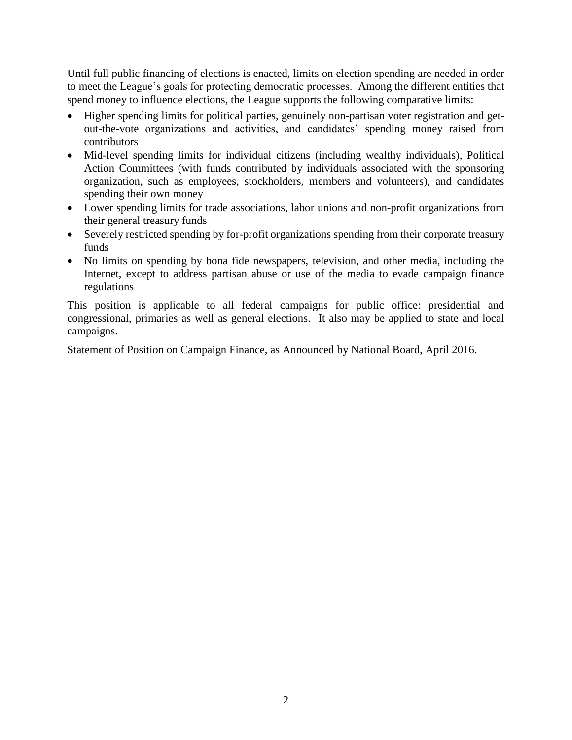Until full public financing of elections is enacted, limits on election spending are needed in order to meet the League's goals for protecting democratic processes. Among the different entities that spend money to influence elections, the League supports the following comparative limits:

- Higher spending limits for political parties, genuinely non-partisan voter registration and get-out-the-vote organizations and activities, and candidates' spending money raised from contributors
- Mid-level spending limits for individual citizens (including wealthy individuals), Political Action Committees (with funds contributed by individuals associated with the sponsoring organization, such as employees, stockholders, members and volunteers), and candidates spending their own money
- Lower spending limits for trade associations, labor unions and non-profit organizations from their general treasury funds
- Severely restricted spending by for-profit organizations spending from their corporate treasury funds
- No limits on spending by bona fide newspapers, television, and other media, including the Internet, except to address partisan abuse or use of the media to evade campaign finance regulations

This position is applicable to all federal campaigns for public office: presidential and congressional, primaries as well as general elections. It also may be applied to state and local campaigns.

Statement of Position on Campaign Finance, as Announced by National Board, April 2016.